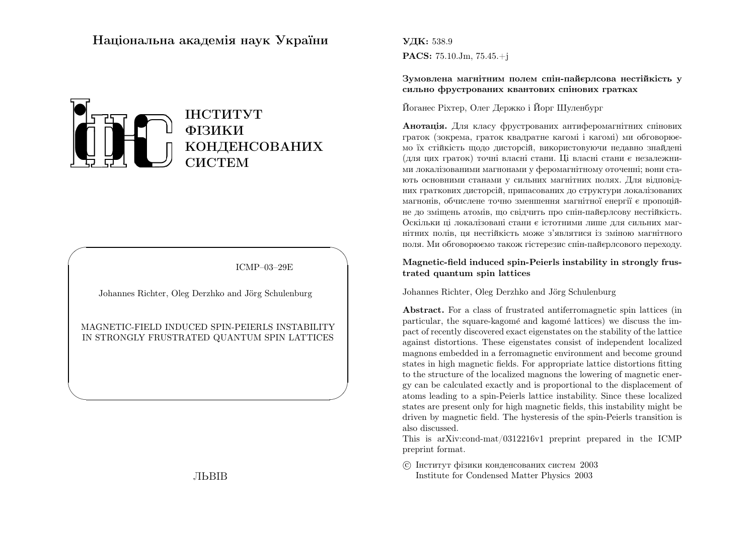**Національна академія наук України**

ІНСТИТУТ
ФІЗИКИ
КОНДЕНСОВАНИХ
СИСТЕМ

ICMP–03–29E

Johannes Richter, Oleg Derzhko and Jörg Schulenburg

MAGNETIC-FIELD INDUCED SPIN-PEIERLS INSTABILITY IN STRONGLY FRUSTRATED QUANTUM SPIN LATTICES

ЛЬВІВ

**УДК:** 538.9

**PACS:** 75.10.Jm, 75.45.+j

**Зумовлена магнітним полем спін-пайєрлсова нестійкість у сильно фрустрованих квантових спінових гратках**

Йоганес Ріхтер, Олег Держко і Йорг Шуленбург

**Анотація.** Для класу фрустрованих антиферомагнітних спінових граток (зокрема, граток квадратне кагомі і кагомі) ми обговорюємо їх стійкість щодо дисторсій, використовуючи недавно знайдені (для цих граток) точні власні стани. Ці власні стани є незалежними локалізованими магнонами у феромагнітному оточенні; вони стають основними станами у сильних магнітних полях. Для відповідних граткових дисторсій, припасованих до структури локалізованих магнонів, обчислене точно зменшення магнітної енергії є пропорційне до зміщень атомів, що свідчить про спін-пайєрлсову нестійкість. Оскільки ці локалізовані стани є істотними лише для сильних магнітних полів, ця нестійкість може з'являтися із зміною магнітного поля. Ми обговорюємо також гістерезис спін-пайєрлсового переходу.

**Magnetic-field induced spin-Peierls instability in strongly frustrated quantum spin lattices**

Johannes Richter, Oleg Derzhko and Jörg Schulenburg

**Abstract.** For a class of frustrated antiferromagnetic spin lattices (in particular, the square-kagomé and kagomé lattices) we discuss the impact of recently discovered exact eigenstates on the stability of the lattice against distortions. These eigenstates consist of independent localized magnons embedded in a ferromagnetic environment and become ground states in high magnetic fields. For appropriate lattice distortions fitting to the structure of the localized magnons the lowering of magnetic energy can be calculated exactly and is proportional to the displacement of atoms leading to a spin-Peierls lattice instability. Since these localized states are present only for high magnetic fields, this instability might be driven by magnetic field. The hysteresis of the spin-Peierls transition is also discussed.

This is arXiv:cond-mat/0312216v1 preprint prepared in the ICMP preprint format.

© Інститут фізики конденсованих систем 2003
Institute for Condensed Matter Physics 2003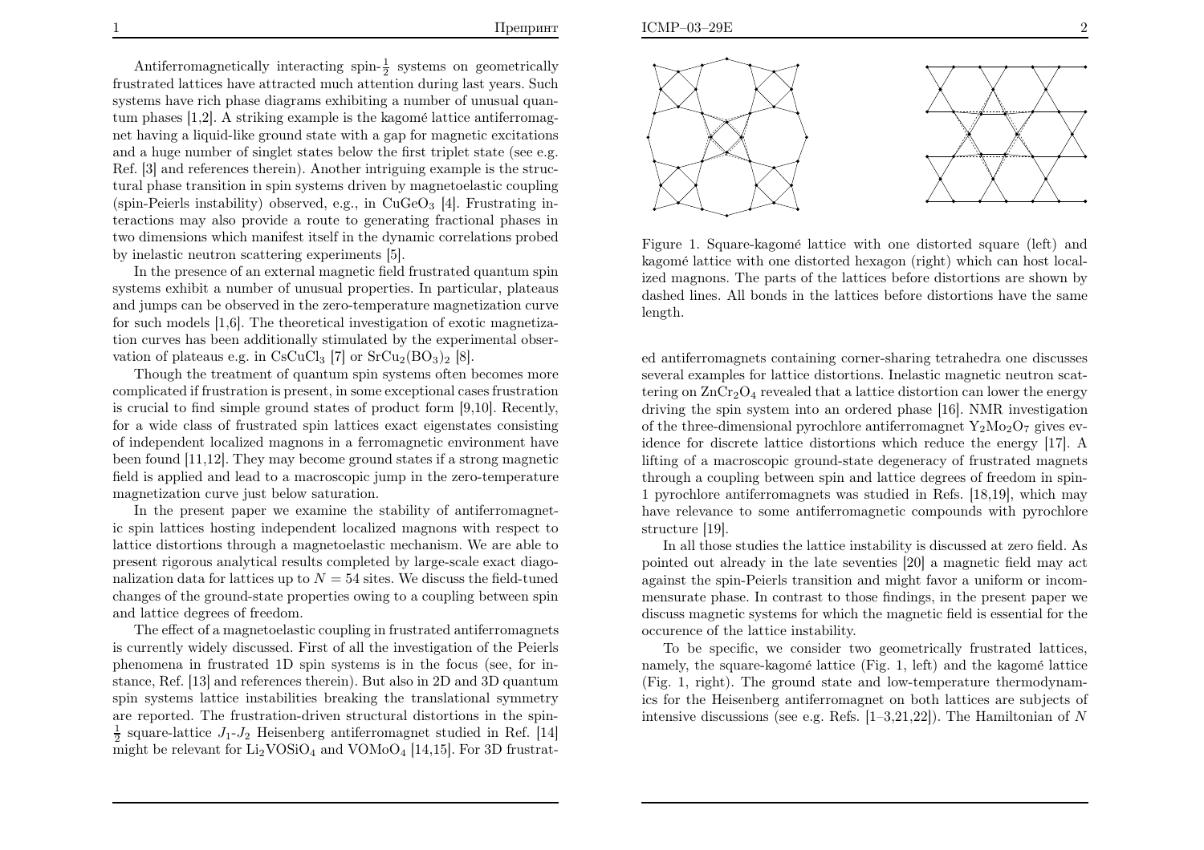Antiferromagnetically interacting spin-$\frac{1}{2}$ systems on geometrically frustrated lattices have attracted much attention during last years. Such systems have rich phase diagrams exhibiting a number of unusual quantum phases [1,2]. A striking example is the kagomé lattice antiferromagnet having a liquid-like ground state with a gap for magnetic excitations and a huge number of singlet states below the first triplet state (see e.g. Ref. [3] and references therein). Another intriguing example is the structural phase transition in spin systems driven by magnetoelastic coupling (spin-Peierls instability) observed, e.g., in $CuGeO_3$ [4]. Frustrating interactions may also provide a route to generating fractional phases in two dimensions which manifest itself in the dynamic correlations probed by inelastic neutron scattering experiments [5].

In the presence of an external magnetic field frustrated quantum spin systems exhibit a number of unusual properties. In particular, plateaus and jumps can be observed in the zero-temperature magnetization curve for such models [1,6]. The theoretical investigation of exotic magnetization curves has been additionally stimulated by the experimental observation of plateaus e.g. in $CsCuCl_3$ [7] or $SrCu_2(BO_3)_2$ [8].

Though the treatment of quantum spin systems often becomes more complicated if frustration is present, in some exceptional cases frustration is crucial to find simple ground states of product form [9,10]. Recently, for a wide class of frustrated spin lattices exact eigenstates consisting of independent localized magnons in a ferromagnetic environment have been found [11,12]. They may become ground states if a strong magnetic field is applied and lead to a macroscopic jump in the zero-temperature magnetization curve just below saturation.

In the present paper we examine the stability of antiferromagnetic spin lattices hosting independent localized magnons with respect to lattice distortions through a magnetoelastic mechanism. We are able to present rigorous analytical results completed by large-scale exact diagonalization data for lattices up to $N = 54$ sites. We discuss the field-tuned changes of the ground-state properties owing to a coupling between spin and lattice degrees of freedom.

The effect of a magnetoelastic coupling in frustrated antiferromagnets is currently widely discussed. First of all the investigation of the Peierls phenomena in frustrated 1D spin systems is in the focus (see, for instance, Ref. [13] and references therein). But also in 2D and 3D quantum spin systems lattice instabilities breaking the translational symmetry are reported. The frustration-driven structural distortions in the spin-$\frac{1}{2}$ square-lattice $J_1$-$J_2$ Heisenberg antiferromagnet studied in Ref. [14] might be relevant for $Li_2VOSiO_4$ and $VOMoO_4$ [14,15]. For 3D frustrated antiferromagnets containing corner-sharing tetrahedra one discusses several examples for lattice distortions. Inelastic magnetic neutron scattering on $ZnCr_2O_4$ revealed that a lattice distortion can lower the energy driving the spin system into an ordered phase [16]. NMR investigation of the three-dimensional pyrochlore antiferromagnet $Y_2Mo_2O_7$ gives evidence for discrete lattice distortions which reduce the energy [17]. A lifting of a macroscopic ground-state degeneracy of frustrated magnets through a coupling between spin and lattice degrees of freedom in spin-1 pyrochlore antiferromagnets was studied in Refs. [18,19], which may have relevance to some antiferromagnetic compounds with pyrochlore structure [19].

Figure 1. Square-kagomé lattice with one distorted square (left) and kagomé lattice with one distorted hexagon (right) which can host localized magnons. The parts of the lattices before distortions are shown by dashed lines. All bonds in the lattices before distortions have the same length.

In all those studies the lattice instability is discussed at zero field. As pointed out already in the late seventies [20] a magnetic field may act against the spin-Peierls transition and might favor a uniform or incommensurate phase. In contrast to those findings, in the present paper we discuss magnetic systems for which the magnetic field is essential for the occurence of the lattice instability.

To be specific, we consider two geometrically frustrated lattices, namely, the square-kagomé lattice (Fig. 1, left) and the kagomé lattice (Fig. 1, right). The ground state and low-temperature thermodynamics for the Heisenberg antiferromagnet on both lattices are subjects of intensive discussions (see e.g. Refs. [1–3,21,22]). The Hamiltonian of $N$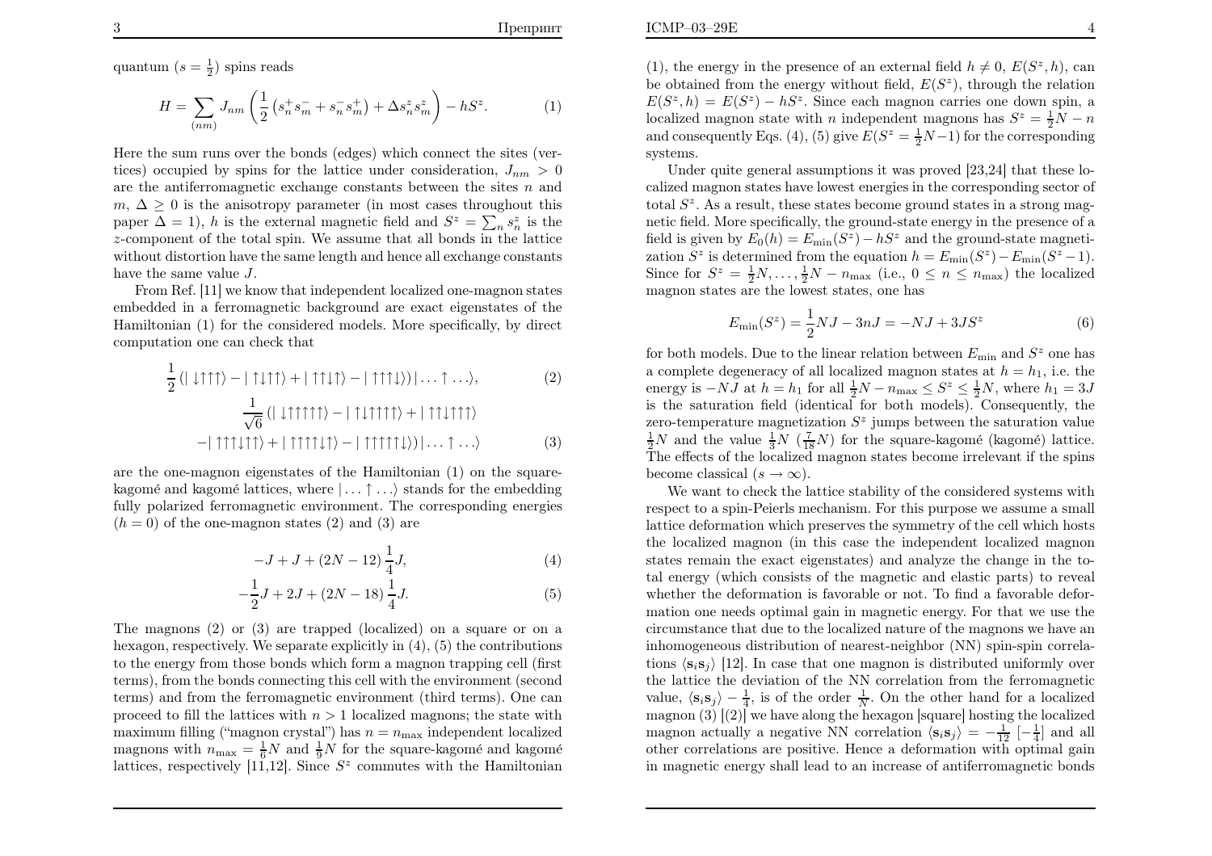quantum ($s = \frac{1}{2}$) spins reads

$$H = \sum_{(nm)} J_{nm} \left( \frac{1}{2} \left( s_n^+ s_m^- + s_n^- s_m^+ \right) + \Delta s_n^z s_m^z \right) - h S^z. \tag{1}$$

Here the sum runs over the bonds (edges) which connect the sites (vertices) occupied by spins for the lattice under consideration, $J_{nm} > 0$ are the antiferromagnetic exchange constants between the sites $n$ and $m$, $\Delta \geq 0$ is the anisotropy parameter (in most cases throughout this paper $\Delta = 1$), $h$ is the external magnetic field and $S^z = \sum_n s_n^z$ is the $z$-component of the total spin. We assume that all bonds in the lattice without distortion have the same length and hence all exchange constants have the same value $J$.

From Ref. [11] we know that independent localized one-magnon states embedded in a ferromagnetic background are exact eigenstates of the Hamiltonian (1) for the considered models. More specifically, by direct computation one can check that

$$\frac{1}{2} \left( |\downarrow\uparrow\uparrow\uparrow\rangle - |\uparrow\downarrow\uparrow\uparrow\rangle + |\uparrow\uparrow\downarrow\uparrow\rangle - |\uparrow\uparrow\uparrow\downarrow\rangle \right) |\ldots\uparrow\ldots\rangle, \tag{2}$$

$$\frac{1}{\sqrt{6}} \left( |\downarrow\uparrow\uparrow\uparrow\uparrow\uparrow\rangle - |\uparrow\downarrow\uparrow\uparrow\uparrow\uparrow\rangle + |\uparrow\uparrow\downarrow\uparrow\uparrow\uparrow\rangle \right.$$
$$\left. - |\uparrow\uparrow\uparrow\downarrow\uparrow\uparrow\rangle + |\uparrow\uparrow\uparrow\uparrow\downarrow\uparrow\rangle - |\uparrow\uparrow\uparrow\uparrow\uparrow\downarrow\rangle \right) |\ldots\uparrow\ldots\rangle \tag{3}$$

are the one-magnon eigenstates of the Hamiltonian (1) on the square-kagomé and kagomé lattices, where $|\ldots\uparrow\ldots\rangle$ stands for the embedding fully polarized ferromagnetic environment. The corresponding energies ($h = 0$) of the one-magnon states (2) and (3) are

$$-J + J + (2N - 12) \frac{1}{4} J, \tag{4}$$

$$-\frac{1}{2} J + 2J + (2N - 18) \frac{1}{4} J. \tag{5}$$

The magnons (2) or (3) are trapped (localized) on a square or on a hexagon, respectively. We separate explicitly in (4), (5) the contributions to the energy from those bonds which form a magnon trapping cell (first terms), from the bonds connecting this cell with the environment (second terms) and from the ferromagnetic environment (third terms). One can proceed to fill the lattices with $n > 1$ localized magnons; the state with maximum filling ("magnon crystal") has $n = n_{\max}$ independent localized magnons with $n_{\max} = \frac{1}{6}N$ and $\frac{1}{9}N$ for the square-kagomé and kagomé lattices, respectively [11,12]. Since $S^z$ commutes with the Hamiltonian (1), the energy in the presence of an external field $h \neq 0$, $E(S^z, h)$, can be obtained from the energy without field, $E(S^z)$, through the relation $E(S^z, h) = E(S^z) - hS^z$. Since each magnon carries one down spin, a localized magnon state with $n$ independent magnons has $S^z = \frac{1}{2}N - n$ and consequently Eqs. (4), (5) give $E(S^z = \frac{1}{2}N - 1)$ for the corresponding systems.

Under quite general assumptions it was proved [23,24] that these localized magnon states have lowest energies in the corresponding sector of total $S^z$. As a result, these states become ground states in a strong magnetic field. More specifically, the ground-state energy in the presence of a field is given by $E_0(h) = E_{\min}(S^z) - hS^z$ and the ground-state magnetization $S^z$ is determined from the equation $h = E_{\min}(S^z) - E_{\min}(S^z - 1)$. Since for $S^z = \frac{1}{2}N, \ldots, \frac{1}{2}N - n_{\max}$ (i.e., $0 \leq n \leq n_{\max}$) the localized magnon states are the lowest states, one has

$$E_{\min}(S^z) = \frac{1}{2}NJ - 3nJ = -NJ + 3JS^z \tag{6}$$

for both models. Due to the linear relation between $E_{\min}$ and $S^z$ one has a complete degeneracy of all localized magnon states at $h = h_1$, i.e. the energy is $-NJ$ at $h = h_1$ for all $\frac{1}{2}N - n_{\max} \leq S^z \leq \frac{1}{2}N$, where $h_1 = 3J$ is the saturation field (identical for both models). Consequently, the zero-temperature magnetization $S^z$ jumps between the saturation value $\frac{1}{2}N$ and the value $\frac{1}{3}N$ ($\frac{7}{18}N$) for the square-kagomé (kagomé) lattice. The effects of the localized magnon states become irrelevant if the spins become classical ($s \to \infty$).

We want to check the lattice stability of the considered systems with respect to a spin-Peierls mechanism. For this purpose we assume a small lattice deformation which preserves the symmetry of the cell which hosts the localized magnon (in this case the independent localized magnon states remain the exact eigenstates) and analyze the change in the total energy (which consists of the magnetic and elastic parts) to reveal whether the deformation is favorable or not. To find a favorable deformation one needs optimal gain in magnetic energy. For that we use the circumstance that due to the localized nature of the magnons we have an inhomogeneous distribution of nearest-neighbor (NN) spin-spin correlations $\langle \mathbf{s}_i \mathbf{s}_j \rangle$ [12]. In case that one magnon is distributed uniformly over the lattice the deviation of the NN correlation from the ferromagnetic value, $\langle \mathbf{s}_i \mathbf{s}_j \rangle - \frac{1}{4}$, is of the order $\frac{1}{N}$. On the other hand for a localized magnon (3) [(2)] we have along the hexagon [square] hosting the localized magnon actually a negative NN correlation $\langle \mathbf{s}_i \mathbf{s}_j \rangle = -\frac{1}{12}$ $[-\frac{1}{4}]$ and all other correlations are positive. Hence a deformation with optimal gain in magnetic energy shall lead to an increase of antiferromagnetic bonds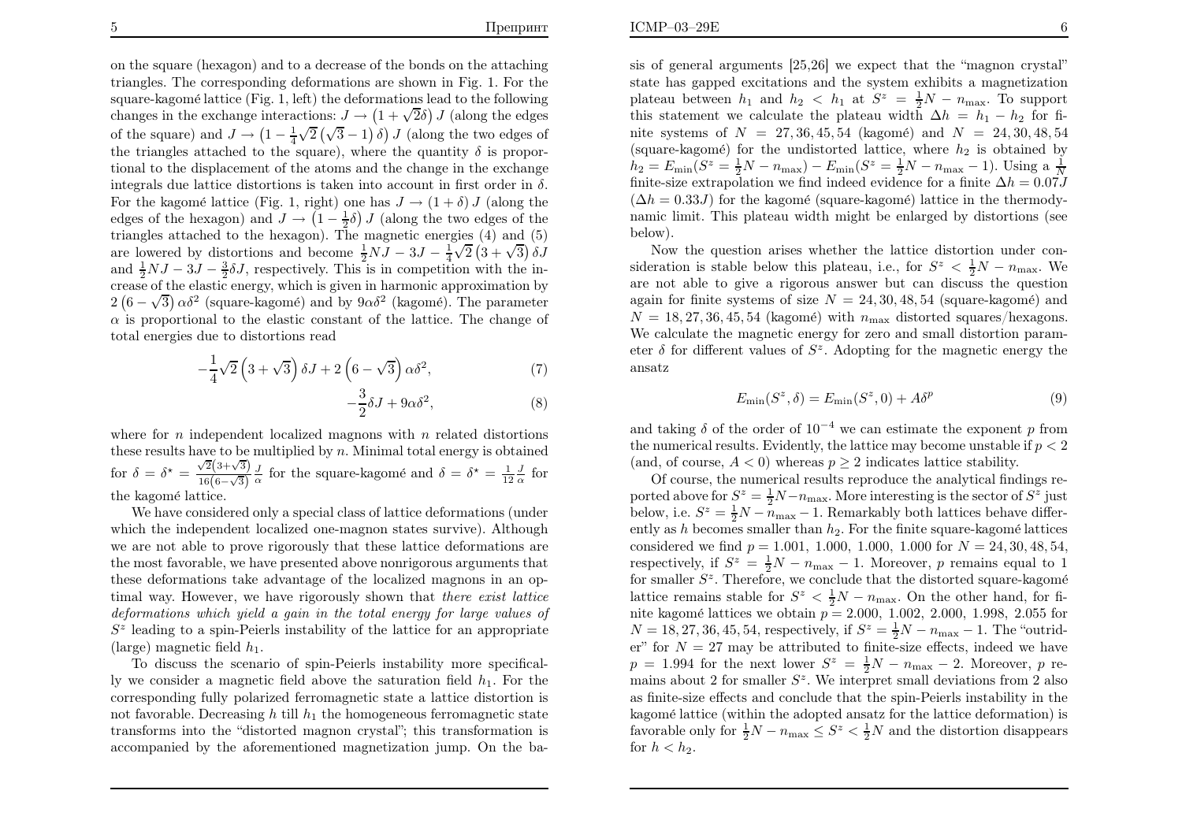on the square (hexagon) and to a decrease of the bonds on the attaching triangles. The corresponding deformations are shown in Fig. 1. For the square-kagomé lattice (Fig. 1, left) the deformations lead to the following changes in the exchange interactions: $J \to \left(1+\sqrt{2}\delta\right) J$ (along the edges of the square) and $J \to \left(1-\frac{1}{4}\sqrt{2}\left(\sqrt{3}-1\right)\delta\right) J$ (along the two edges of the triangles attached to the square), where the quantity $\delta$ is proportional to the displacement of the atoms and the change in the exchange integrals due lattice distortions is taken into account in first order in $\delta$. For the kagomé lattice (Fig. 1, right) one has $J \to (1+\delta) J$ (along the edges of the hexagon) and $J \to \left(1-\frac{1}{2}\delta\right) J$ (along the two edges of the triangles attached to the hexagon). The magnetic energies (4) and (5) are lowered by distortions and become $\frac{1}{2}NJ - 3J - \frac{1}{4}\sqrt{2}\left(3+\sqrt{3}\right)\delta J$ and $\frac{1}{2}NJ - 3J - \frac{3}{2}\delta J$, respectively. This is in competition with the increase of the elastic energy, which is given in harmonic approximation by $2\left(6-\sqrt{3}\right)\alpha\delta^2$ (square-kagomé) and by $9\alpha\delta^2$ (kagomé). The parameter $\alpha$ is proportional to the elastic constant of the lattice. The change of total energies due to distortions read

$$-\frac{1}{4}\sqrt{2}\left(3+\sqrt{3}\right)\delta J + 2\left(6-\sqrt{3}\right)\alpha\delta^2, \tag{7}$$

$$-\frac{3}{2}\delta J + 9\alpha\delta^2, \tag{8}$$

where for $n$ independent localized magnons with $n$ related distortions these results have to be multiplied by $n$. Minimal total energy is obtained for $\delta = \delta^\star = \frac{\sqrt{2}\left(3+\sqrt{3}\right)}{16\left(6-\sqrt{3}\right)}\frac{J}{\alpha}$ for the square-kagomé and $\delta = \delta^\star = \frac{1}{12}\frac{J}{\alpha}$ for the kagomé lattice.

We have considered only a special class of lattice deformations (under which the independent localized one-magnon states survive). Although we are not able to prove rigorously that these lattice deformations are the most favorable, we have presented above nonrigorous arguments that these deformations take advantage of the localized magnons in an optimal way. However, we have rigorously shown that *there exist lattice deformations which yield a gain in the total energy for large values of* $S^z$ leading to a spin-Peierls instability of the lattice for an appropriate (large) magnetic field $h_1$.

To discuss the scenario of spin-Peierls instability more specifically we consider a magnetic field above the saturation field $h_1$. For the corresponding fully polarized ferromagnetic state a lattice distortion is not favorable. Decreasing $h$ till $h_1$ the homogeneous ferromagnetic state transforms into the "distorted magnon crystal"; this transformation is accompanied by the aforementioned magnetization jump. On the basis of general arguments [25,26] we expect that the "magnon crystal" state has gapped excitations and the system exhibits a magnetization plateau between $h_1$ and $h_2 < h_1$ at $S^z = \frac{1}{2}N - n_{\max}$. To support this statement we calculate the plateau width $\Delta h = h_1 - h_2$ for finite systems of $N = 27, 36, 45, 54$ (kagomé) and $N = 24, 30, 48, 54$ (square-kagomé) for the undistorted lattice, where $h_2$ is obtained by $h_2 = E_{\min}(S^z = \frac{1}{2}N - n_{\max}) - E_{\min}(S^z = \frac{1}{2}N - n_{\max} - 1)$. Using a $\frac{1}{N}$ finite-size extrapolation we find indeed evidence for a finite $\Delta h = 0.07J$ ($\Delta h = 0.33J$) for the kagomé (square-kagomé) lattice in the thermodynamic limit. This plateau width might be enlarged by distortions (see below).

Now the question arises whether the lattice distortion under consideration is stable below this plateau, i.e., for $S^z < \frac{1}{2}N - n_{\max}$. We are not able to give a rigorous answer but can discuss the question again for finite systems of size $N = 24, 30, 48, 54$ (square-kagomé) and $N = 18, 27, 36, 45, 54$ (kagomé) with $n_{\max}$ distorted squares/hexagons. We calculate the magnetic energy for zero and small distortion parameter $\delta$ for different values of $S^z$. Adopting for the magnetic energy the ansatz

$$E_{\min}(S^z, \delta) = E_{\min}(S^z, 0) + A\delta^p \tag{9}$$

and taking $\delta$ of the order of $10^{-4}$ we can estimate the exponent $p$ from the numerical results. Evidently, the lattice may become unstable if $p < 2$ (and, of course, $A < 0$) whereas $p \geq 2$ indicates lattice stability.

Of course, the numerical results reproduce the analytical findings reported above for $S^z = \frac{1}{2}N - n_{\max}$. More interesting is the sector of $S^z$ just below, i.e. $S^z = \frac{1}{2}N - n_{\max} - 1$. Remarkably both lattices behave differently as $h$ becomes smaller than $h_2$. For the finite square-kagomé lattices considered we find $p = 1.001,\ 1.000,\ 1.000,\ 1.000$ for $N = 24, 30, 48, 54$, respectively, if $S^z = \frac{1}{2}N - n_{\max} - 1$. Moreover, $p$ remains equal to 1 for smaller $S^z$. Therefore, we conclude that the distorted square-kagomé lattice remains stable for $S^z < \frac{1}{2}N - n_{\max}$. On the other hand, for finite kagomé lattices we obtain $p = 2.000,\ 1.002,\ 2.000,\ 1.998,\ 2.055$ for $N = 18, 27, 36, 45, 54$, respectively, if $S^z = \frac{1}{2}N - n_{\max} - 1$. The "outrider" for $N = 27$ may be attributed to finite-size effects, indeed we have $p = 1.994$ for the next lower $S^z = \frac{1}{2}N - n_{\max} - 2$. Moreover, $p$ remains about 2 for smaller $S^z$. We interpret small deviations from 2 also as finite-size effects and conclude that the spin-Peierls instability in the kagomé lattice (within the adopted ansatz for the lattice deformation) is favorable only for $\frac{1}{2}N - n_{\max} \leq S^z < \frac{1}{2}N$ and the distortion disappears for $h < h_2$.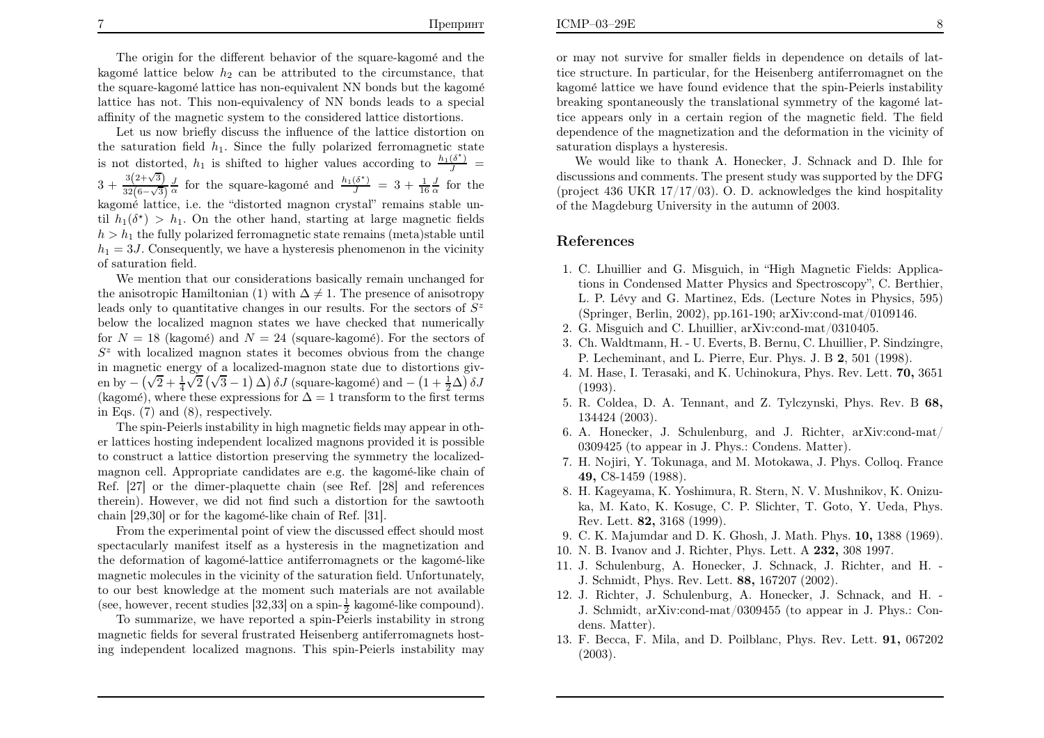The origin for the different behavior of the square-kagomé and the kagomé lattice below $h_2$ can be attributed to the circumstance, that the square-kagomé lattice has non-equivalent NN bonds but the kagomé lattice has not. This non-equivalency of NN bonds leads to a special affinity of the magnetic system to the considered lattice distortions.

Let us now briefly discuss the influence of the lattice distortion on the saturation field $h_1$. Since the fully polarized ferromagnetic state is not distorted, $h_1$ is shifted to higher values according to $\frac{h_1(\delta^\star)}{J} = 3 + \frac{3(2+\sqrt{3})}{32(6-\sqrt{3})}\frac{J}{\alpha}$ for the square-kagomé and $\frac{h_1(\delta^\star)}{J} = 3 + \frac{1}{16}\frac{J}{\alpha}$ for the kagomé lattice, i.e. the "distorted magnon crystal" remains stable until $h_1(\delta^\star) > h_1$. On the other hand, starting at large magnetic fields $h > h_1$ the fully polarized ferromagnetic state remains (meta)stable until $h_1 = 3J$. Consequently, we have a hysteresis phenomenon in the vicinity of saturation field.

We mention that our considerations basically remain unchanged for the anisotropic Hamiltonian (1) with $\Delta \neq 1$. The presence of anisotropy leads only to quantitative changes in our results. For the sectors of $S^z$ below the localized magnon states we have checked that numerically for $N = 18$ (kagomé) and $N = 24$ (square-kagomé). For the sectors of $S^z$ with localized magnon states it becomes obvious from the change in magnetic energy of a localized-magnon state due to distortions given by $-\left(\sqrt{2} + \frac{1}{4}\sqrt{2}\left(\sqrt{3}-1\right)\Delta\right)\delta J$ (square-kagomé) and $-\left(1 + \frac{1}{2}\Delta\right)\delta J$ (kagomé), where these expressions for $\Delta = 1$ transform to the first terms in Eqs. (7) and (8), respectively.

The spin-Peierls instability in high magnetic fields may appear in other lattices hosting independent localized magnons provided it is possible to construct a lattice distortion preserving the symmetry the localized-magnon cell. Appropriate candidates are e.g. the kagomé-like chain of Ref. [27] or the dimer-plaquette chain (see Ref. [28] and references therein). However, we did not find such a distortion for the sawtooth chain [29,30] or for the kagomé-like chain of Ref. [31].

From the experimental point of view the discussed effect should most spectacularly manifest itself as a hysteresis in the magnetization and the deformation of kagomé-lattice antiferromagnets or the kagomé-like magnetic molecules in the vicinity of the saturation field. Unfortunately, to our best knowledge at the moment such materials are not available (see, however, recent studies [32,33] on a spin-$\frac{1}{2}$ kagomé-like compound).

To summarize, we have reported a spin-Peierls instability in strong magnetic fields for several frustrated Heisenberg antiferromagnets hosting independent localized magnons. This spin-Peierls instability may or may not survive for smaller fields in dependence on details of lattice structure. In particular, for the Heisenberg antiferromagnet on the kagomé lattice we have found evidence that the spin-Peierls instability breaking spontaneously the translational symmetry of the kagomé lattice appears only in a certain region of the magnetic field. The field dependence of the magnetization and the deformation in the vicinity of saturation displays a hysteresis.

We would like to thank A. Honecker, J. Schnack and D. Ihle for discussions and comments. The present study was supported by the DFG (project 436 UKR 17/17/03). O. D. acknowledges the kind hospitality of the Magdeburg University in the autumn of 2003.

## References

1. C. Lhuillier and G. Misguich, in "High Magnetic Fields: Applications in Condensed Matter Physics and Spectroscopy", C. Berthier, L. P. Lévy and G. Martinez, Eds. (Lecture Notes in Physics, 595) (Springer, Berlin, 2002), pp.161-190; arXiv:cond-mat/0109146.
2. G. Misguich and C. Lhuillier, arXiv:cond-mat/0310405.
3. Ch. Waldtmann, H. - U. Everts, B. Bernu, C. Lhuillier, P. Sindzingre, P. Lecheminant, and L. Pierre, Eur. Phys. J. B **2**, 501 (1998).
4. M. Hase, I. Terasaki, and K. Uchinokura, Phys. Rev. Lett. **70,** 3651 (1993).
5. R. Coldea, D. A. Tennant, and Z. Tylczynski, Phys. Rev. B **68,** 134424 (2003).
6. A. Honecker, J. Schulenburg, and J. Richter, arXiv:cond-mat/0309425 (to appear in J. Phys.: Condens. Matter).
7. H. Nojiri, Y. Tokunaga, and M. Motokawa, J. Phys. Colloq. France **49,** C8-1459 (1988).
8. H. Kageyama, K. Yoshimura, R. Stern, N. V. Mushnikov, K. Onizuka, M. Kato, K. Kosuge, C. P. Slichter, T. Goto, Y. Ueda, Phys. Rev. Lett. **82,** 3168 (1999).
9. C. K. Majumdar and D. K. Ghosh, J. Math. Phys. **10,** 1388 (1969).
10. N. B. Ivanov and J. Richter, Phys. Lett. A **232,** 308 1997.
11. J. Schulenburg, A. Honecker, J. Schnack, J. Richter, and H. - J. Schmidt, Phys. Rev. Lett. **88,** 167207 (2002).
12. J. Richter, J. Schulenburg, A. Honecker, J. Schnack, and H. - J. Schmidt, arXiv:cond-mat/0309455 (to appear in J. Phys.: Condens. Matter).
13. F. Becca, F. Mila, and D. Poilblanc, Phys. Rev. Lett. **91,** 067202 (2003).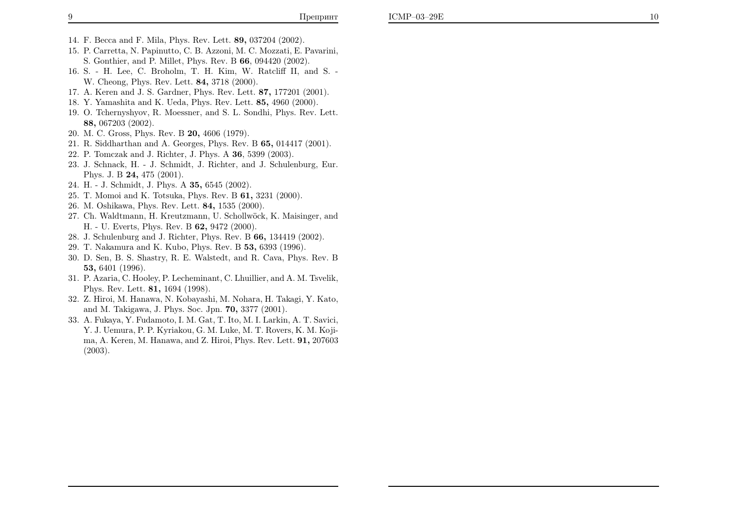14. F. Becca and F. Mila, Phys. Rev. Lett. **89,** 037204 (2002).
15. P. Carretta, N. Papinutto, C. B. Azzoni, M. C. Mozzati, E. Pavarini, S. Gonthier, and P. Millet, Phys. Rev. B **66**, 094420 (2002).
16. S. - H. Lee, C. Broholm, T. H. Kim, W. Ratcliff II, and S. - W. Cheong, Phys. Rev. Lett. **84,** 3718 (2000).
17. A. Keren and J. S. Gardner, Phys. Rev. Lett. **87,** 177201 (2001).
18. Y. Yamashita and K. Ueda, Phys. Rev. Lett. **85,** 4960 (2000).
19. O. Tchernyshyov, R. Moessner, and S. L. Sondhi, Phys. Rev. Lett. **88,** 067203 (2002).
20. M. C. Gross, Phys. Rev. B **20,** 4606 (1979).
21. R. Siddharthan and A. Georges, Phys. Rev. B **65,** 014417 (2001).
22. P. Tomczak and J. Richter, J. Phys. A **36**, 5399 (2003).
23. J. Schnack, H. - J. Schmidt, J. Richter, and J. Schulenburg, Eur. Phys. J. B **24,** 475 (2001).
24. H. - J. Schmidt, J. Phys. A **35,** 6545 (2002).
25. T. Momoi and K. Totsuka, Phys. Rev. B **61,** 3231 (2000).
26. M. Oshikawa, Phys. Rev. Lett. **84,** 1535 (2000).
27. Ch. Waldtmann, H. Kreutzmann, U. Schollwöck, K. Maisinger, and H. - U. Everts, Phys. Rev. B **62,** 9472 (2000).
28. J. Schulenburg and J. Richter, Phys. Rev. B **66,** 134419 (2002).
29. T. Nakamura and K. Kubo, Phys. Rev. B **53,** 6393 (1996).
30. D. Sen, B. S. Shastry, R. E. Walstedt, and R. Cava, Phys. Rev. B **53,** 6401 (1996).
31. P. Azaria, C. Hooley, P. Lecheminant, C. Lhuillier, and A. M. Tsvelik, Phys. Rev. Lett. **81,** 1694 (1998).
32. Z. Hiroi, M. Hanawa, N. Kobayashi, M. Nohara, H. Takagi, Y. Kato, and M. Takigawa, J. Phys. Soc. Jpn. **70,** 3377 (2001).
33. A. Fukaya, Y. Fudamoto, I. M. Gat, T. Ito, M. I. Larkin, A. T. Savici, Y. J. Uemura, P. P. Kyriakou, G. M. Luke, M. T. Rovers, K. M. Kojima, A. Keren, M. Hanawa, and Z. Hiroi, Phys. Rev. Lett. **91,** 207603 (2003).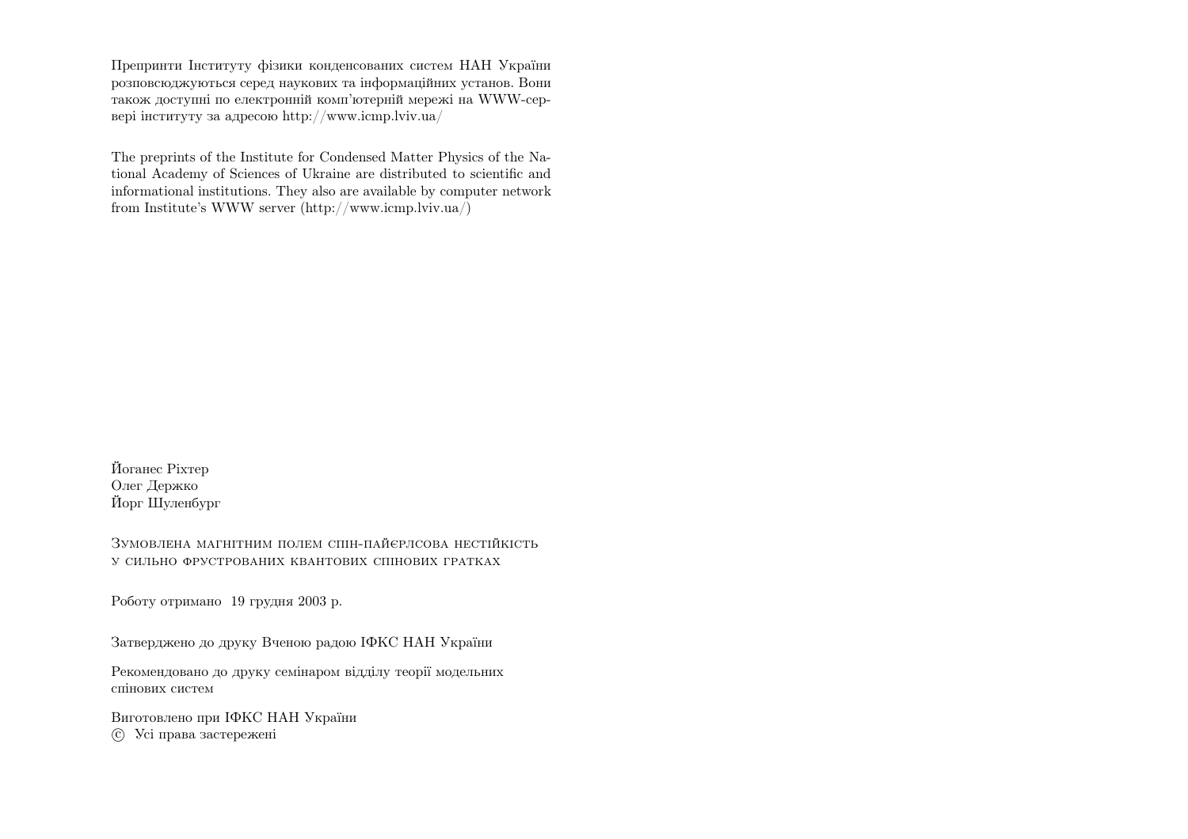Препринти Інституту фізики конденсованих систем НАН України розповсюджуються серед наукових та інформаційних установ. Вони також доступні по електронній комп'ютерній мережі на WWW-сервері інституту за адресою http://www.icmp.lviv.ua/

The preprints of the Institute for Condensed Matter Physics of the National Academy of Sciences of Ukraine are distributed to scientific and informational institutions. They also are available by computer network from Institute's WWW server (http://www.icmp.lviv.ua/)

Йоганес Ріхтер
Олег Держко
Йорг Шуленбург

Зумовлена магнітним полем спін-пайєрлсова нестійкість у сильно фрустрованих квантових спінових гратках

Роботу отримано 19 грудня 2003 р.

Затверджено до друку Вченою радою ІФКС НАН України

Рекомендовано до друку семінаром відділу теорії модельних спінових систем

Виготовлено при ІФКС НАН України
© Усі права застережені